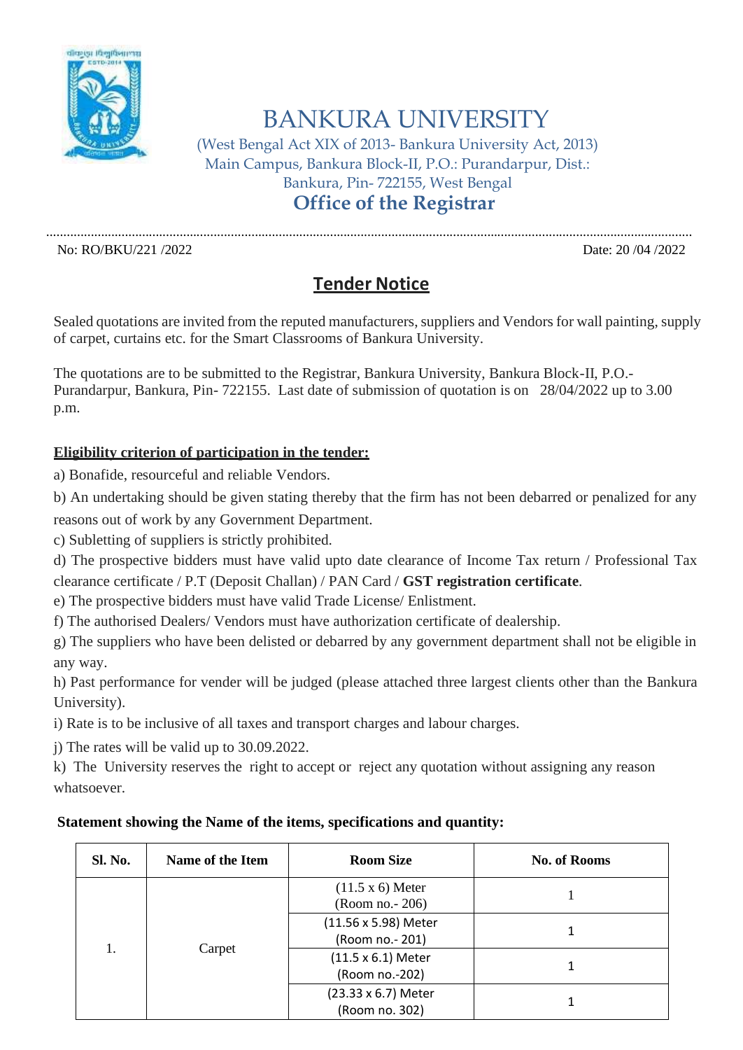# BANKURA UNIVERSITY

(West Bengal Act XIX of 2013- Bankura University Act, 2013)
Main Campus, Bankura Block-II, P.O.: Purandarpur, Dist.: Bankura, Pin- 722155, West Bengal

## Office of the Registrar

No: RO/BKU/221 /2022 Date: 20 /04 /2022

## Tender Notice

Sealed quotations are invited from the reputed manufacturers, suppliers and Vendors for wall painting, supply of carpet, curtains etc. for the Smart Classrooms of Bankura University.

The quotations are to be submitted to the Registrar, Bankura University, Bankura Block-II, P.O.- Purandarpur, Bankura, Pin- 722155. Last date of submission of quotation is on 28/04/2022 up to 3.00 p.m.

**Eligibility criterion of participation in the tender:**

a) Bonafide, resourceful and reliable Vendors.

b) An undertaking should be given stating thereby that the firm has not been debarred or penalized for any reasons out of work by any Government Department.

c) Subletting of suppliers is strictly prohibited.

d) The prospective bidders must have valid upto date clearance of Income Tax return / Professional Tax clearance certificate / P.T (Deposit Challan) / PAN Card / **GST registration certificate**.

e) The prospective bidders must have valid Trade License/ Enlistment.

f) The authorised Dealers/ Vendors must have authorization certificate of dealership.

g) The suppliers who have been delisted or debarred by any government department shall not be eligible in any way.

h) Past performance for vender will be judged (please attached three largest clients other than the Bankura University).

i) Rate is to be inclusive of all taxes and transport charges and labour charges.

j) The rates will be valid up to 30.09.2022.

k) The University reserves the right to accept or reject any quotation without assigning any reason whatsoever.

**Statement showing the Name of the items, specifications and quantity:**

| Sl. No. | Name of the Item | Room Size | No. of Rooms |
|---|---|---|---|
| 1. | Carpet | (11.5 x 6) Meter (Room no.- 206) | 1 |
| | | (11.56 x 5.98) Meter (Room no.- 201) | 1 |
| | | (11.5 x 6.1) Meter (Room no.-202) | 1 |
| | | (23.33 x 6.7) Meter (Room no. 302) | 1 |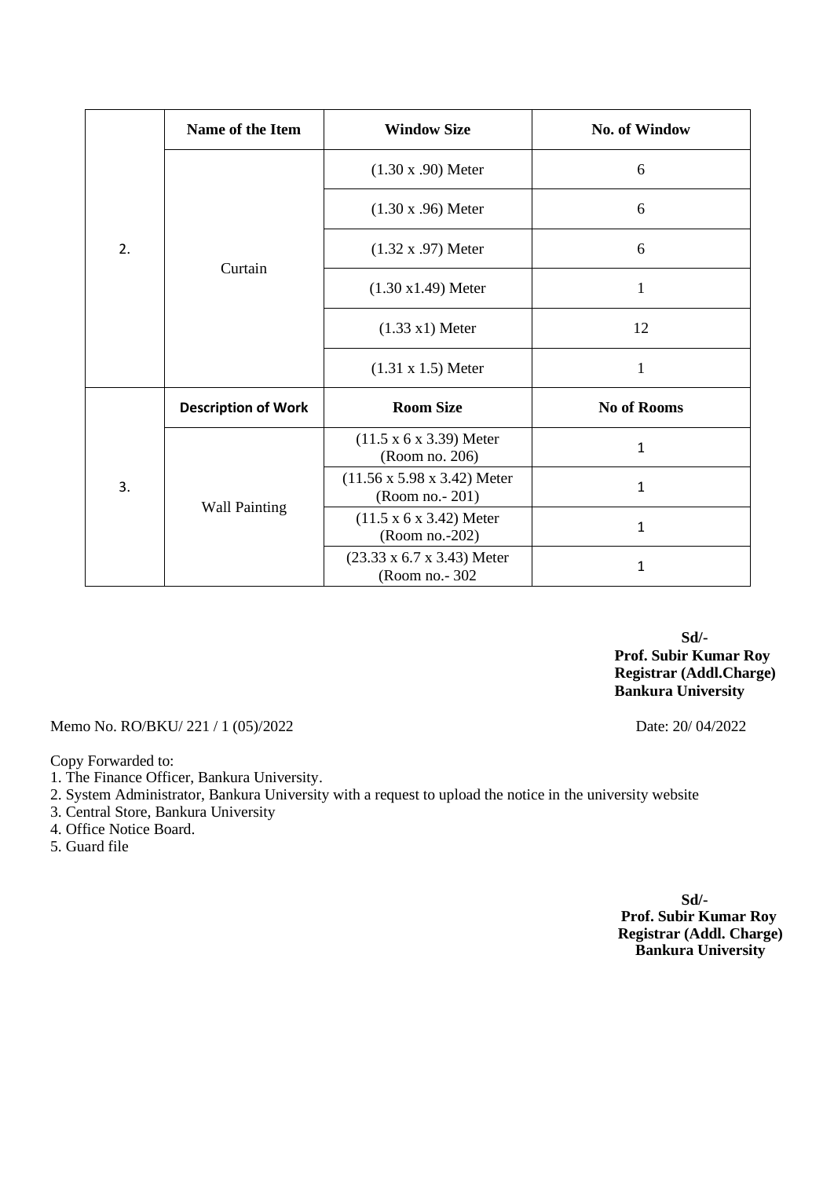|  | Name of the Item | Window Size | No. of Window |
|---|---|---|---|
| 2. | Curtain | (1.30 x .90) Meter | 6 |
|  |  | (1.30 x .96) Meter | 6 |
|  |  | (1.32 x .97) Meter | 6 |
|  |  | (1.30 x1.49) Meter | 1 |
|  |  | (1.33 x1) Meter | 12 |
|  |  | (1.31 x 1.5) Meter | 1 |
|  | **Description of Work** | **Room Size** | **No of Rooms** |
| 3. | Wall Painting | (11.5 x 6 x 3.39) Meter (Room no. 206) | 1 |
|  |  | (11.56 x 5.98 x 3.42) Meter (Room no.- 201) | 1 |
|  |  | (11.5 x 6 x 3.42) Meter (Room no.-202) | 1 |
|  |  | (23.33 x 6.7 x 3.43) Meter (Room no.- 302 | 1 |

**Sd/-**
**Prof. Subir Kumar Roy**
**Registrar (Addl.Charge)**
**Bankura University**

Memo No. RO/BKU/ 221 / 1 (05)/2022 Date: 20/ 04/2022

Copy Forwarded to:
1. The Finance Officer, Bankura University.
2. System Administrator, Bankura University with a request to upload the notice in the university website
3. Central Store, Bankura University
4. Office Notice Board.
5. Guard file

**Sd/-**
**Prof. Subir Kumar Roy**
**Registrar (Addl. Charge)**
**Bankura University**